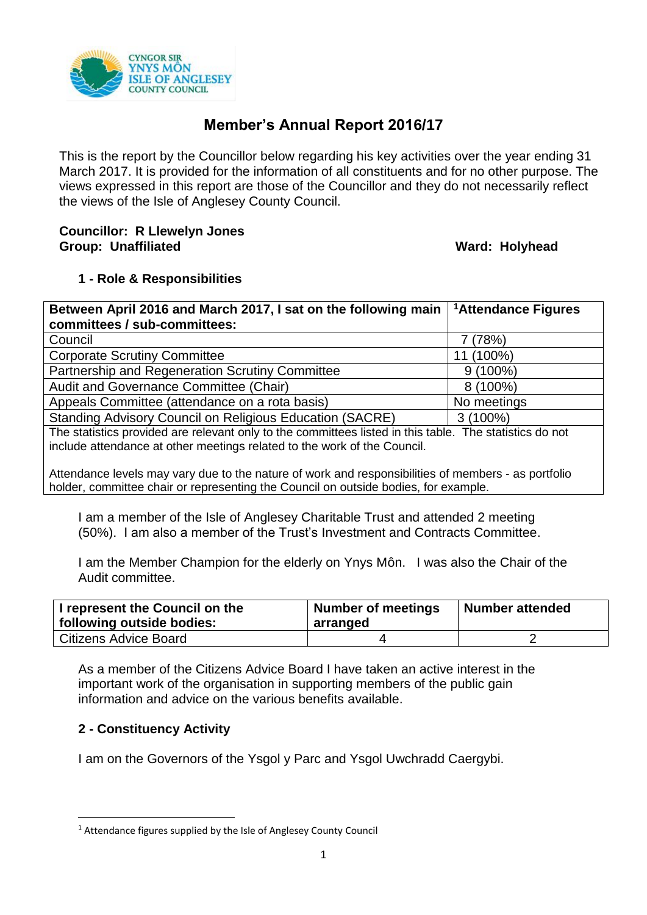# Member's Annual Report 2016/17

This is the report by the Councillor below regarding his key activities over the year ending 31 March 2017. It is provided for the information of all constituents and for no other purpose. The views expressed in this report are those of the Councillor and they do not necessarily reflect the views of the Isle of Anglesey County Council.

**Councillor: R Llewelyn Jones**
**Group: Unaffiliated** **Ward: Holyhead**

## 1 - Role & Responsibilities

| Between April 2016 and March 2017, I sat on the following main committees / sub-committees: | [1]Attendance Figures |
|---|---|
| Council | 7 (78%) |
| Corporate Scrutiny Committee | 11 (100%) |
| Partnership and Regeneration Scrutiny Committee | 9 (100%) |
| Audit and Governance Committee (Chair) | 8 (100%) |
| Appeals Committee (attendance on a rota basis) | No meetings |
| Standing Advisory Council on Religious Education (SACRE) | 3 (100%) |
| The statistics provided are relevant only to the committees listed in this table. The statistics do not include attendance at other meetings related to the work of the Council. Attendance levels may vary due to the nature of work and responsibilities of members - as portfolio holder, committee chair or representing the Council on outside bodies, for example. | |

I am a member of the Isle of Anglesey Charitable Trust and attended 2 meeting (50%). I am also a member of the Trust's Investment and Contracts Committee.

I am the Member Champion for the elderly on Ynys Môn. I was also the Chair of the Audit committee.

| I represent the Council on the following outside bodies: | Number of meetings arranged | Number attended |
|---|---|---|
| Citizens Advice Board | 4 | 2 |

As a member of the Citizens Advice Board I have taken an active interest in the important work of the organisation in supporting members of the public gain information and advice on the various benefits available.

## 2 - Constituency Activity

I am on the Governors of the Ysgol y Parc and Ysgol Uwchradd Caergybi.

[1] Attendance figures supplied by the Isle of Anglesey County Council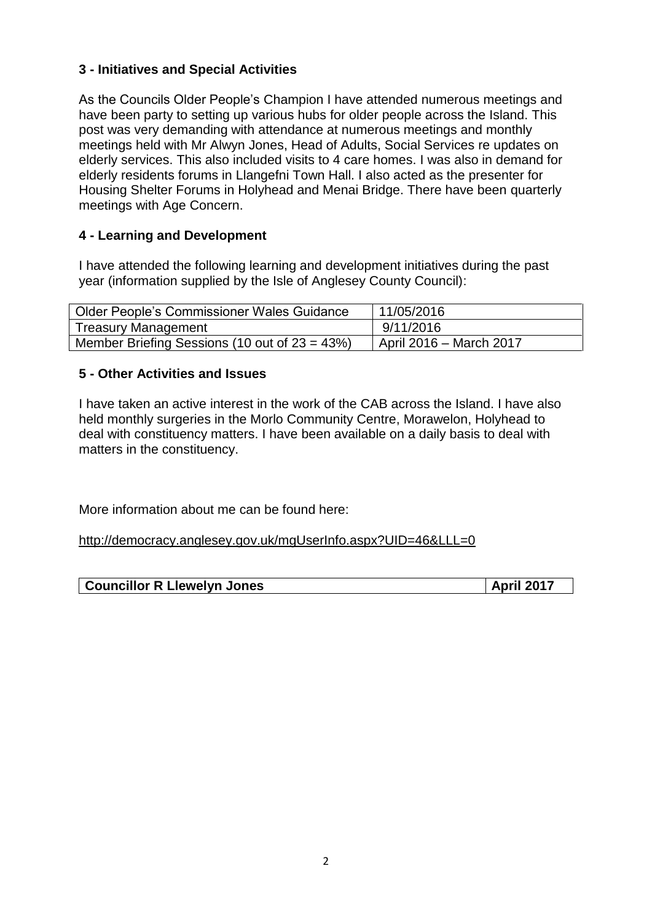## 3 - Initiatives and Special Activities

As the Councils Older People's Champion I have attended numerous meetings and have been party to setting up various hubs for older people across the Island. This post was very demanding with attendance at numerous meetings and monthly meetings held with Mr Alwyn Jones, Head of Adults, Social Services re updates on elderly services. This also included visits to 4 care homes. I was also in demand for elderly residents forums in Llangefni Town Hall. I also acted as the presenter for Housing Shelter Forums in Holyhead and Menai Bridge. There have been quarterly meetings with Age Concern.

## 4 - Learning and Development

I have attended the following learning and development initiatives during the past year (information supplied by the Isle of Anglesey County Council):

| | |
|---|---|
| Older People's Commissioner Wales Guidance | 11/05/2016 |
| Treasury Management | 9/11/2016 |
| Member Briefing Sessions (10 out of 23 = 43%) | April 2016 – March 2017 |

## 5 - Other Activities and Issues

I have taken an active interest in the work of the CAB across the Island. I have also held monthly surgeries in the Morlo Community Centre, Morawelon, Holyhead to deal with constituency matters. I have been available on a daily basis to deal with matters in the constituency.

More information about me can be found here:

http://democracy.anglesey.gov.uk/mgUserInfo.aspx?UID=46&LLL=0

| | |
|---|---|
| **Councillor R Llewelyn Jones** | **April 2017** |